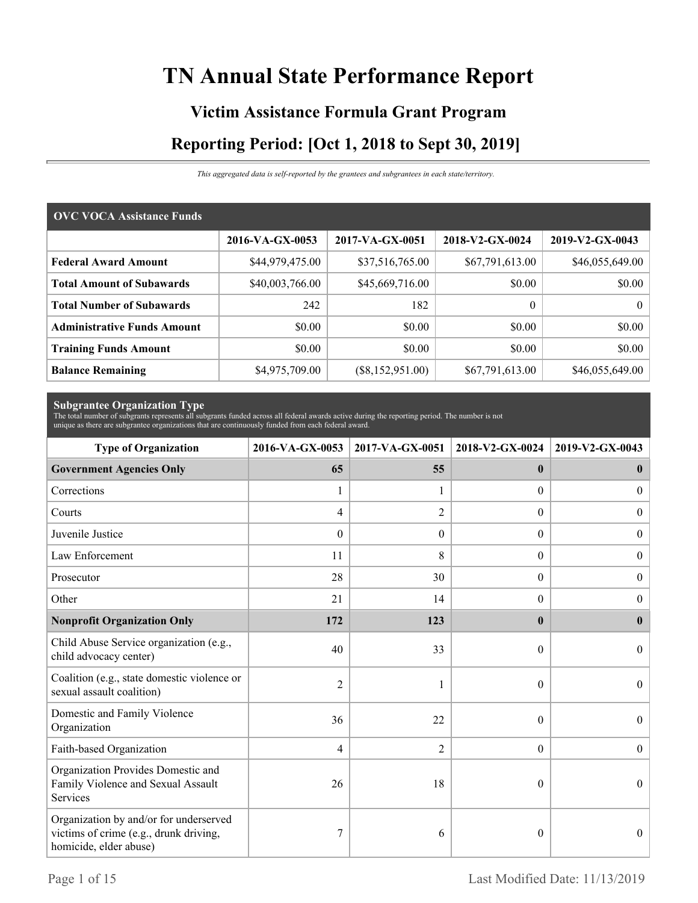# TN Annual State Performance Report

## Victim Assistance Formula Grant Program

## Reporting Period: [Oct 1, 2018 to Sept 30, 2019]

*This aggregated data is self-reported by the grantees and subgrantees in each state/territory.*

### OVC VOCA Assistance Funds

| | 2016-VA-GX-0053 | 2017-VA-GX-0051 | 2018-V2-GX-0024 | 2019-V2-GX-0043 |
|---|---|---|---|---|
| **Federal Award Amount** | $44,979,475.00 | $37,516,765.00 | $67,791,613.00 | $46,055,649.00 |
| **Total Amount of Subawards** | $40,003,766.00 | $45,669,716.00 | $0.00 | $0.00 |
| **Total Number of Subawards** | 242 | 182 | 0 | 0 |
| **Administrative Funds Amount** | $0.00 | $0.00 | $0.00 | $0.00 |
| **Training Funds Amount** | $0.00 | $0.00 | $0.00 | $0.00 |
| **Balance Remaining** | $4,975,709.00 | ($8,152,951.00) | $67,791,613.00 | $46,055,649.00 |

### Subgrantee Organization Type

The total number of subgrants represents all subgrants funded across all federal awards active during the reporting period. The number is not unique as there are subgrantee organizations that are continuously funded from each federal award.

| Type of Organization | 2016-VA-GX-0053 | 2017-VA-GX-0051 | 2018-V2-GX-0024 | 2019-V2-GX-0043 |
|---|---|---|---|---|
| **Government Agencies Only** | **65** | **55** | **0** | **0** |
| Corrections | 1 | 1 | 0 | 0 |
| Courts | 4 | 2 | 0 | 0 |
| Juvenile Justice | 0 | 0 | 0 | 0 |
| Law Enforcement | 11 | 8 | 0 | 0 |
| Prosecutor | 28 | 30 | 0 | 0 |
| Other | 21 | 14 | 0 | 0 |
| **Nonprofit Organization Only** | **172** | **123** | **0** | **0** |
| Child Abuse Service organization (e.g., child advocacy center) | 40 | 33 | 0 | 0 |
| Coalition (e.g., state domestic violence or sexual assault coalition) | 2 | 1 | 0 | 0 |
| Domestic and Family Violence Organization | 36 | 22 | 0 | 0 |
| Faith-based Organization | 4 | 2 | 0 | 0 |
| Organization Provides Domestic and Family Violence and Sexual Assault Services | 26 | 18 | 0 | 0 |
| Organization by and/or for underserved victims of crime (e.g., drunk driving, homicide, elder abuse) | 7 | 6 | 0 | 0 |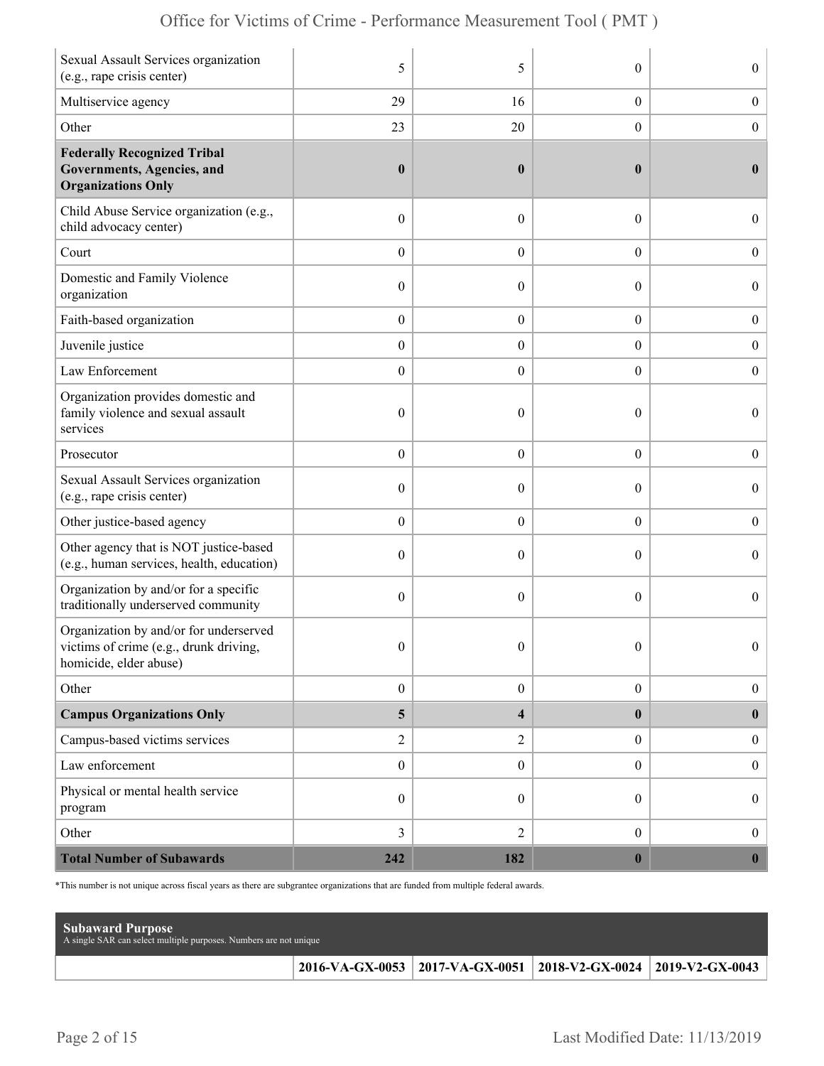| | | | | |
|---|---|---|---|---|
| Sexual Assault Services organization (e.g., rape crisis center) | 5 | 5 | 0 | 0 |
| Multiservice agency | 29 | 16 | 0 | 0 |
| Other | 23 | 20 | 0 | 0 |
| **Federally Recognized Tribal Governments, Agencies, and Organizations Only** | **0** | **0** | **0** | **0** |
| Child Abuse Service organization (e.g., child advocacy center) | 0 | 0 | 0 | 0 |
| Court | 0 | 0 | 0 | 0 |
| Domestic and Family Violence organization | 0 | 0 | 0 | 0 |
| Faith-based organization | 0 | 0 | 0 | 0 |
| Juvenile justice | 0 | 0 | 0 | 0 |
| Law Enforcement | 0 | 0 | 0 | 0 |
| Organization provides domestic and family violence and sexual assault services | 0 | 0 | 0 | 0 |
| Prosecutor | 0 | 0 | 0 | 0 |
| Sexual Assault Services organization (e.g., rape crisis center) | 0 | 0 | 0 | 0 |
| Other justice-based agency | 0 | 0 | 0 | 0 |
| Other agency that is NOT justice-based (e.g., human services, health, education) | 0 | 0 | 0 | 0 |
| Organization by and/or for a specific traditionally underserved community | 0 | 0 | 0 | 0 |
| Organization by and/or for underserved victims of crime (e.g., drunk driving, homicide, elder abuse) | 0 | 0 | 0 | 0 |
| Other | 0 | 0 | 0 | 0 |
| **Campus Organizations Only** | **5** | **4** | **0** | **0** |
| Campus-based victims services | 2 | 2 | 0 | 0 |
| Law enforcement | 0 | 0 | 0 | 0 |
| Physical or mental health service program | 0 | 0 | 0 | 0 |
| Other | 3 | 2 | 0 | 0 |
| **Total Number of Subawards** | **242** | **182** | **0** | **0** |

*This number is not unique across fiscal years as there are subgrantee organizations that are funded from multiple federal awards.

**Subaward Purpose**
A single SAR can select multiple purposes. Numbers are not unique

| | 2016-VA-GX-0053 | 2017-VA-GX-0051 | 2018-V2-GX-0024 | 2019-V2-GX-0043 |
|---|---|---|---|---|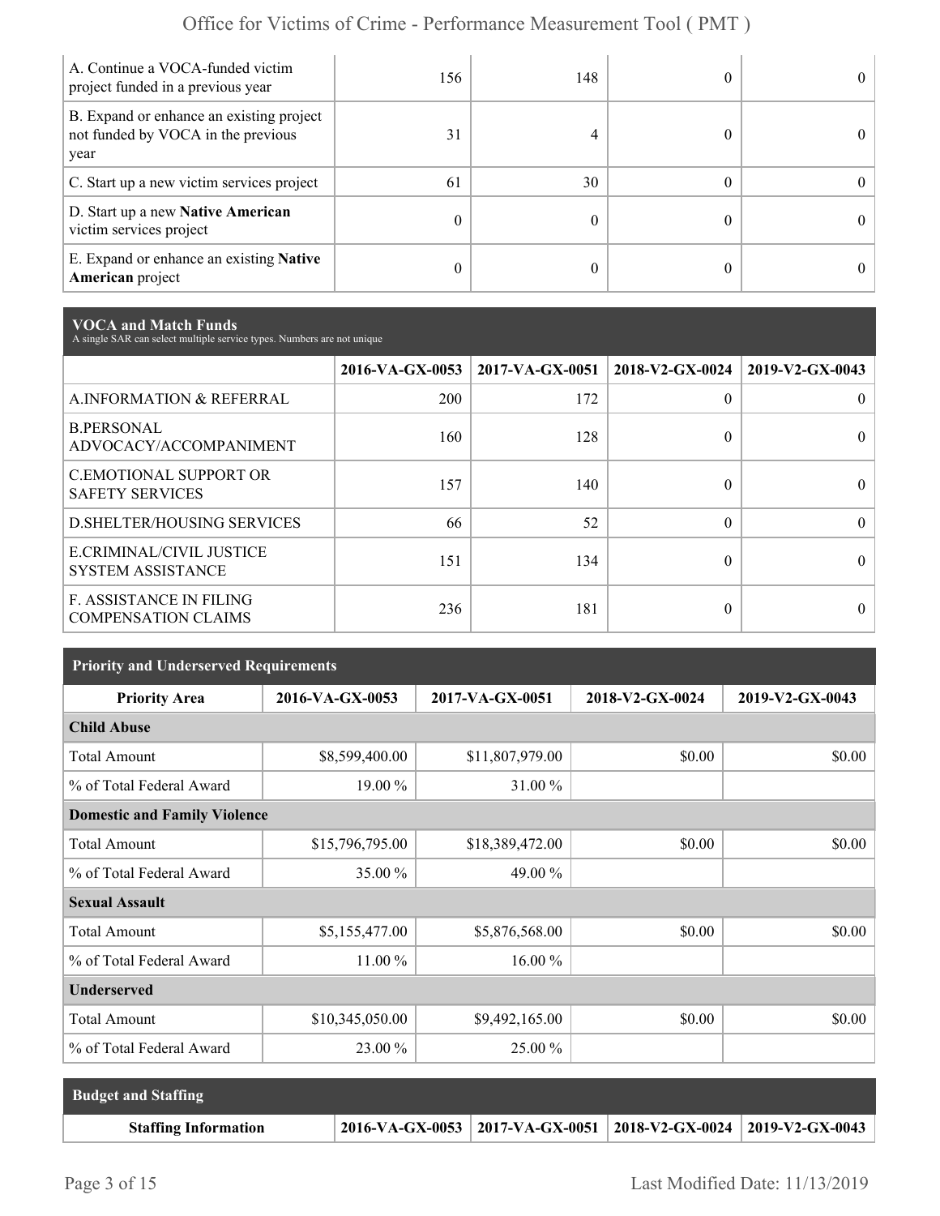| | | | | |
|---|---|---|---|---|
| A. Continue a VOCA-funded victim project funded in a previous year | 156 | 148 | 0 | 0 |
| B. Expand or enhance an existing project not funded by VOCA in the previous year | 31 | 4 | 0 | 0 |
| C. Start up a new victim services project | 61 | 30 | 0 | 0 |
| D. Start up a new **Native American** victim services project | 0 | 0 | 0 | 0 |
| E. Expand or enhance an existing **Native American** project | 0 | 0 | 0 | 0 |

## VOCA and Match Funds

A single SAR can select multiple service types. Numbers are not unique

| | 2016-VA-GX-0053 | 2017-VA-GX-0051 | 2018-V2-GX-0024 | 2019-V2-GX-0043 |
|---|---|---|---|---|
| A.INFORMATION & REFERRAL | 200 | 172 | 0 | 0 |
| B.PERSONAL ADVOCACY/ACCOMPANIMENT | 160 | 128 | 0 | 0 |
| C.EMOTIONAL SUPPORT OR SAFETY SERVICES | 157 | 140 | 0 | 0 |
| D.SHELTER/HOUSING SERVICES | 66 | 52 | 0 | 0 |
| E.CRIMINAL/CIVIL JUSTICE SYSTEM ASSISTANCE | 151 | 134 | 0 | 0 |
| F. ASSISTANCE IN FILING COMPENSATION CLAIMS | 236 | 181 | 0 | 0 |

## Priority and Underserved Requirements

| Priority Area | 2016-VA-GX-0053 | 2017-VA-GX-0051 | 2018-V2-GX-0024 | 2019-V2-GX-0043 |
|---|---|---|---|---|
| **Child Abuse** | | | | |
| Total Amount | $8,599,400.00 | $11,807,979.00 | $0.00 | $0.00 |
| % of Total Federal Award | 19.00 % | 31.00 % | | |
| **Domestic and Family Violence** | | | | |
| Total Amount | $15,796,795.00 | $18,389,472.00 | $0.00 | $0.00 |
| % of Total Federal Award | 35.00 % | 49.00 % | | |
| **Sexual Assault** | | | | |
| Total Amount | $5,155,477.00 | $5,876,568.00 | $0.00 | $0.00 |
| % of Total Federal Award | 11.00 % | 16.00 % | | |
| **Underserved** | | | | |
| Total Amount | $10,345,050.00 | $9,492,165.00 | $0.00 | $0.00 |
| % of Total Federal Award | 23.00 % | 25.00 % | | |

## Budget and Staffing

| Staffing Information | 2016-VA-GX-0053 | 2017-VA-GX-0051 | 2018-V2-GX-0024 | 2019-V2-GX-0043 |
|---|---|---|---|---|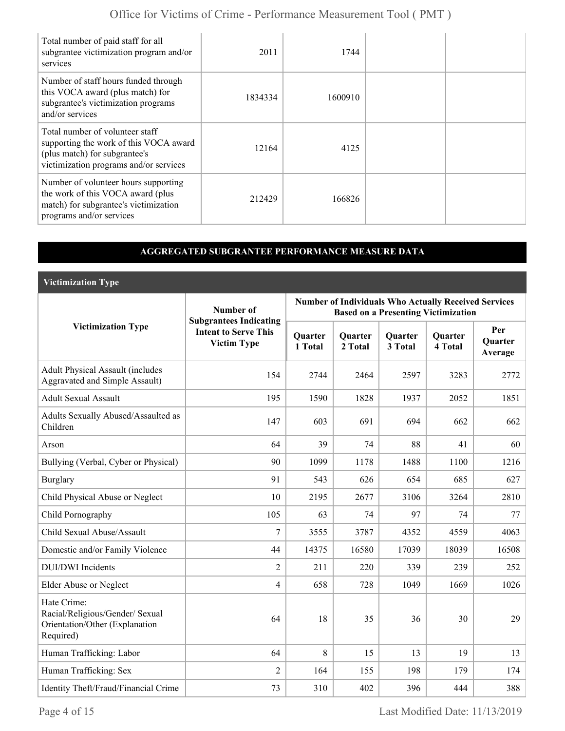| | | | | |
|---|---|---|---|---|
| Total number of paid staff for all subgrantee victimization program and/or services | 2011 | 1744 | | |
| Number of staff hours funded through this VOCA award (plus match) for subgrantee's victimization programs and/or services | 1834334 | 1600910 | | |
| Total number of volunteer staff supporting the work of this VOCA award (plus match) for subgrantee's victimization programs and/or services | 12164 | 4125 | | |
| Number of volunteer hours supporting the work of this VOCA award (plus match) for subgrantee's victimization programs and/or services | 212429 | 166826 | | |

## AGGREGATED SUBGRANTEE PERFORMANCE MEASURE DATA

### Victimization Type

| Victimization Type | Number of Subgrantees Indicating Intent to Serve This Victim Type | Number of Individuals Who Actually Received Services Based on a Presenting Victimization | | | | |
|---|---|---|---|---|---|---|
| | | Quarter 1 Total | Quarter 2 Total | Quarter 3 Total | Quarter 4 Total | Per Quarter Average |
| Adult Physical Assault (includes Aggravated and Simple Assault) | 154 | 2744 | 2464 | 2597 | 3283 | 2772 |
| Adult Sexual Assault | 195 | 1590 | 1828 | 1937 | 2052 | 1851 |
| Adults Sexually Abused/Assaulted as Children | 147 | 603 | 691 | 694 | 662 | 662 |
| Arson | 64 | 39 | 74 | 88 | 41 | 60 |
| Bullying (Verbal, Cyber or Physical) | 90 | 1099 | 1178 | 1488 | 1100 | 1216 |
| Burglary | 91 | 543 | 626 | 654 | 685 | 627 |
| Child Physical Abuse or Neglect | 10 | 2195 | 2677 | 3106 | 3264 | 2810 |
| Child Pornography | 105 | 63 | 74 | 97 | 74 | 77 |
| Child Sexual Abuse/Assault | 7 | 3555 | 3787 | 4352 | 4559 | 4063 |
| Domestic and/or Family Violence | 44 | 14375 | 16580 | 17039 | 18039 | 16508 |
| DUI/DWI Incidents | 2 | 211 | 220 | 339 | 239 | 252 |
| Elder Abuse or Neglect | 4 | 658 | 728 | 1049 | 1669 | 1026 |
| Hate Crime: Racial/Religious/Gender/ Sexual Orientation/Other (Explanation Required) | 64 | 18 | 35 | 36 | 30 | 29 |
| Human Trafficking: Labor | 64 | 8 | 15 | 13 | 19 | 13 |
| Human Trafficking: Sex | 2 | 164 | 155 | 198 | 179 | 174 |
| Identity Theft/Fraud/Financial Crime | 73 | 310 | 402 | 396 | 444 | 388 |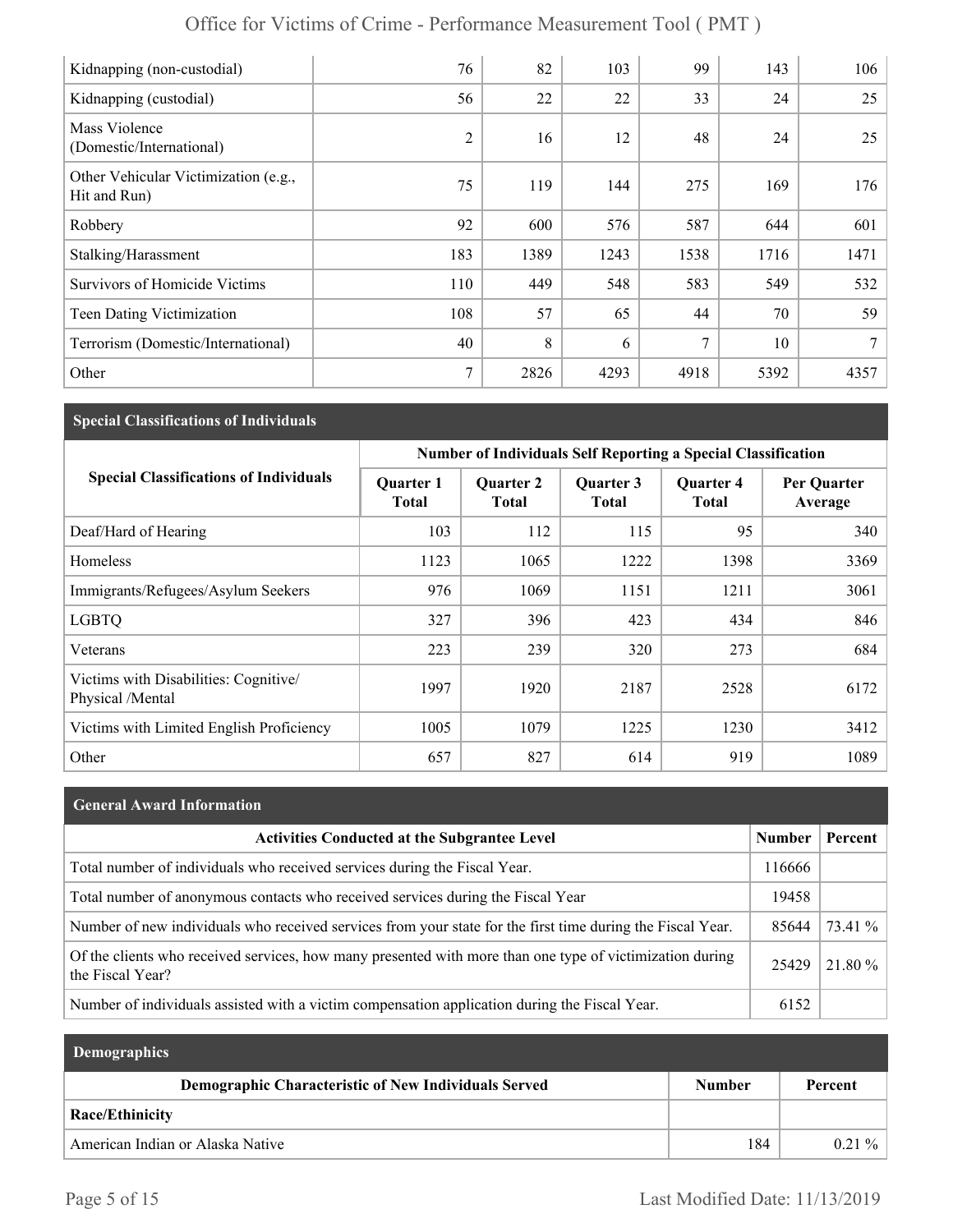| | | | | | | |
|---|---|---|---|---|---|---|
| Kidnapping (non-custodial) | 76 | 82 | 103 | 99 | 143 | 106 |
| Kidnapping (custodial) | 56 | 22 | 22 | 33 | 24 | 25 |
| Mass Violence (Domestic/International) | 2 | 16 | 12 | 48 | 24 | 25 |
| Other Vehicular Victimization (e.g., Hit and Run) | 75 | 119 | 144 | 275 | 169 | 176 |
| Robbery | 92 | 600 | 576 | 587 | 644 | 601 |
| Stalking/Harassment | 183 | 1389 | 1243 | 1538 | 1716 | 1471 |
| Survivors of Homicide Victims | 110 | 449 | 548 | 583 | 549 | 532 |
| Teen Dating Victimization | 108 | 57 | 65 | 44 | 70 | 59 |
| Terrorism (Domestic/International) | 40 | 8 | 6 | 7 | 10 | 7 |
| Other | 7 | 2826 | 4293 | 4918 | 5392 | 4357 |

## Special Classifications of Individuals

| Special Classifications of Individuals | Number of Individuals Self Reporting a Special Classification | | | | |
|---|---|---|---|---|---|
| | Quarter 1 Total | Quarter 2 Total | Quarter 3 Total | Quarter 4 Total | Per Quarter Average |
| Deaf/Hard of Hearing | 103 | 112 | 115 | 95 | 340 |
| Homeless | 1123 | 1065 | 1222 | 1398 | 3369 |
| Immigrants/Refugees/Asylum Seekers | 976 | 1069 | 1151 | 1211 | 3061 |
| LGBTQ | 327 | 396 | 423 | 434 | 846 |
| Veterans | 223 | 239 | 320 | 273 | 684 |
| Victims with Disabilities: Cognitive/ Physical /Mental | 1997 | 1920 | 2187 | 2528 | 6172 |
| Victims with Limited English Proficiency | 1005 | 1079 | 1225 | 1230 | 3412 |
| Other | 657 | 827 | 614 | 919 | 1089 |

## General Award Information

| Activities Conducted at the Subgrantee Level | Number | Percent |
|---|---|---|
| Total number of individuals who received services during the Fiscal Year. | 116666 | |
| Total number of anonymous contacts who received services during the Fiscal Year | 19458 | |
| Number of new individuals who received services from your state for the first time during the Fiscal Year. | 85644 | 73.41 % |
| Of the clients who received services, how many presented with more than one type of victimization during the Fiscal Year? | 25429 | 21.80 % |
| Number of individuals assisted with a victim compensation application during the Fiscal Year. | 6152 | |

## Demographics

| Demographic Characteristic of New Individuals Served | Number | Percent |
|---|---|---|
| **Race/Ethinicity** | | |
| American Indian or Alaska Native | 184 | 0.21 % |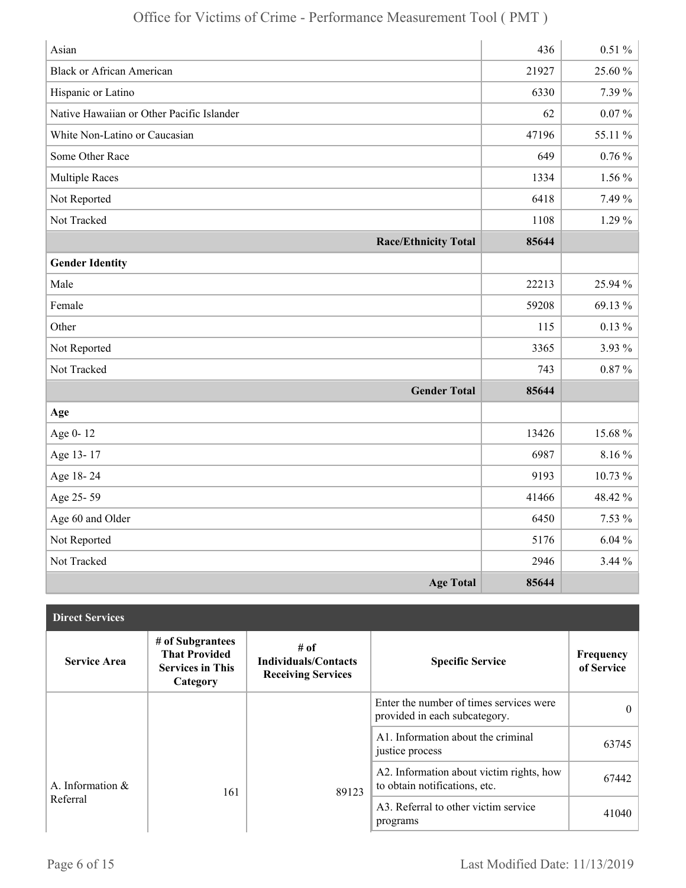| | | |
|---|---|---|
| Asian | 436 | 0.51 % |
| Black or African American | 21927 | 25.60 % |
| Hispanic or Latino | 6330 | 7.39 % |
| Native Hawaiian or Other Pacific Islander | 62 | 0.07 % |
| White Non-Latino or Caucasian | 47196 | 55.11 % |
| Some Other Race | 649 | 0.76 % |
| Multiple Races | 1334 | 1.56 % |
| Not Reported | 6418 | 7.49 % |
| Not Tracked | 1108 | 1.29 % |
| **Race/Ethnicity Total** | **85644** | |
| **Gender Identity** | | |
| Male | 22213 | 25.94 % |
| Female | 59208 | 69.13 % |
| Other | 115 | 0.13 % |
| Not Reported | 3365 | 3.93 % |
| Not Tracked | 743 | 0.87 % |
| **Gender Total** | **85644** | |
| **Age** | | |
| Age 0- 12 | 13426 | 15.68 % |
| Age 13- 17 | 6987 | 8.16 % |
| Age 18- 24 | 9193 | 10.73 % |
| Age 25- 59 | 41466 | 48.42 % |
| Age 60 and Older | 6450 | 7.53 % |
| Not Reported | 5176 | 6.04 % |
| Not Tracked | 2946 | 3.44 % |
| **Age Total** | **85644** | |

**Direct Services**

| Service Area | # of Subgrantees That Provided Services in This Category | # of Individuals/Contacts Receiving Services | Specific Service | Frequency of Service |
|---|---|---|---|---|
| A. Information & Referral | 161 | 89123 | Enter the number of times services were provided in each subcategory. | 0 |
| | | | A1. Information about the criminal justice process | 63745 |
| | | | A2. Information about victim rights, how to obtain notifications, etc. | 67442 |
| | | | A3. Referral to other victim service programs | 41040 |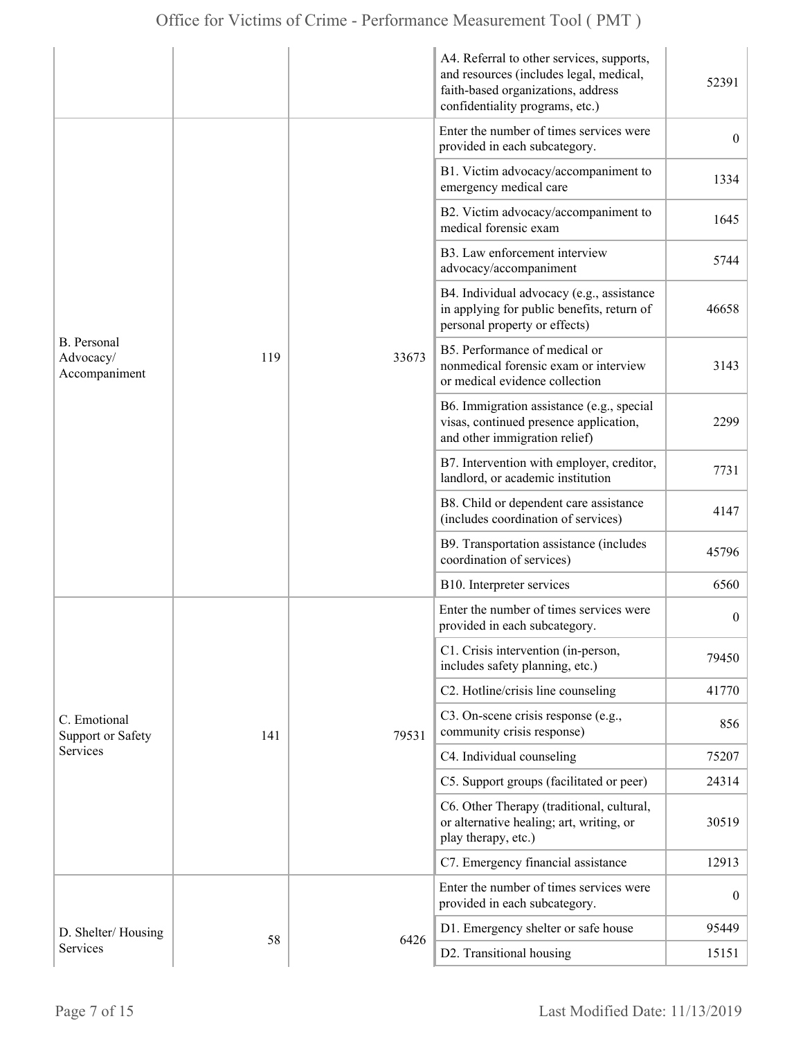| | | | | |
|---|---|---|---|---|
| | | | A4. Referral to other services, supports, and resources (includes legal, medical, faith-based organizations, address confidentiality programs, etc.) | 52391 |
| B. Personal Advocacy/ Accompaniment | 119 | 33673 | Enter the number of times services were provided in each subcategory. | 0 |
| | | | B1. Victim advocacy/accompaniment to emergency medical care | 1334 |
| | | | B2. Victim advocacy/accompaniment to medical forensic exam | 1645 |
| | | | B3. Law enforcement interview advocacy/accompaniment | 5744 |
| | | | B4. Individual advocacy (e.g., assistance in applying for public benefits, return of personal property or effects) | 46658 |
| | | | B5. Performance of medical or nonmedical forensic exam or interview or medical evidence collection | 3143 |
| | | | B6. Immigration assistance (e.g., special visas, continued presence application, and other immigration relief) | 2299 |
| | | | B7. Intervention with employer, creditor, landlord, or academic institution | 7731 |
| | | | B8. Child or dependent care assistance (includes coordination of services) | 4147 |
| | | | B9. Transportation assistance (includes coordination of services) | 45796 |
| | | | B10. Interpreter services | 6560 |
| C. Emotional Support or Safety Services | 141 | 79531 | Enter the number of times services were provided in each subcategory. | 0 |
| | | | C1. Crisis intervention (in-person, includes safety planning, etc.) | 79450 |
| | | | C2. Hotline/crisis line counseling | 41770 |
| | | | C3. On-scene crisis response (e.g., community crisis response) | 856 |
| | | | C4. Individual counseling | 75207 |
| | | | C5. Support groups (facilitated or peer) | 24314 |
| | | | C6. Other Therapy (traditional, cultural, or alternative healing; art, writing, or play therapy, etc.) | 30519 |
| | | | C7. Emergency financial assistance | 12913 |
| D. Shelter/ Housing Services | 58 | 6426 | Enter the number of times services were provided in each subcategory. | 0 |
| | | | D1. Emergency shelter or safe house | 95449 |
| | | | D2. Transitional housing | 15151 |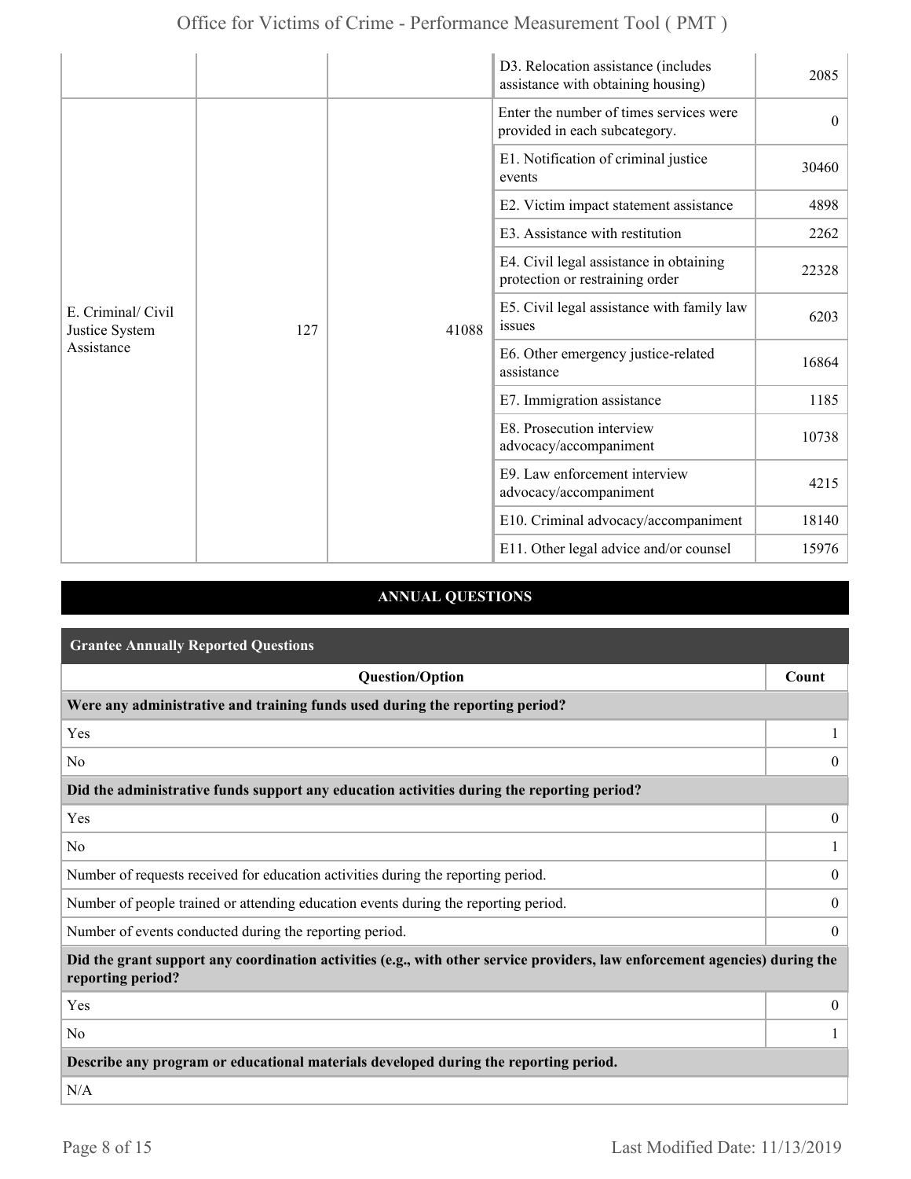| | | | | |
|---|---|---|---|---|
| | | | D3. Relocation assistance (includes assistance with obtaining housing) | 2085 |
| E. Criminal/ Civil Justice System Assistance | 127 | 41088 | Enter the number of times services were provided in each subcategory. | 0 |
| | | | E1. Notification of criminal justice events | 30460 |
| | | | E2. Victim impact statement assistance | 4898 |
| | | | E3. Assistance with restitution | 2262 |
| | | | E4. Civil legal assistance in obtaining protection or restraining order | 22328 |
| | | | E5. Civil legal assistance with family law issues | 6203 |
| | | | E6. Other emergency justice-related assistance | 16864 |
| | | | E7. Immigration assistance | 1185 |
| | | | E8. Prosecution interview advocacy/accompaniment | 10738 |
| | | | E9. Law enforcement interview advocacy/accompaniment | 4215 |
| | | | E10. Criminal advocacy/accompaniment | 18140 |
| | | | E11. Other legal advice and/or counsel | 15976 |

## ANNUAL QUESTIONS

### Grantee Annually Reported Questions

| Question/Option | Count |
|---|---|
| **Were any administrative and training funds used during the reporting period?** | |
| Yes | 1 |
| No | 0 |
| **Did the administrative funds support any education activities during the reporting period?** | |
| Yes | 0 |
| No | 1 |
| Number of requests received for education activities during the reporting period. | 0 |
| Number of people trained or attending education events during the reporting period. | 0 |
| Number of events conducted during the reporting period. | 0 |
| **Did the grant support any coordination activities (e.g., with other service providers, law enforcement agencies) during the reporting period?** | |
| Yes | 0 |
| No | 1 |
| **Describe any program or educational materials developed during the reporting period.** | |
| N/A | |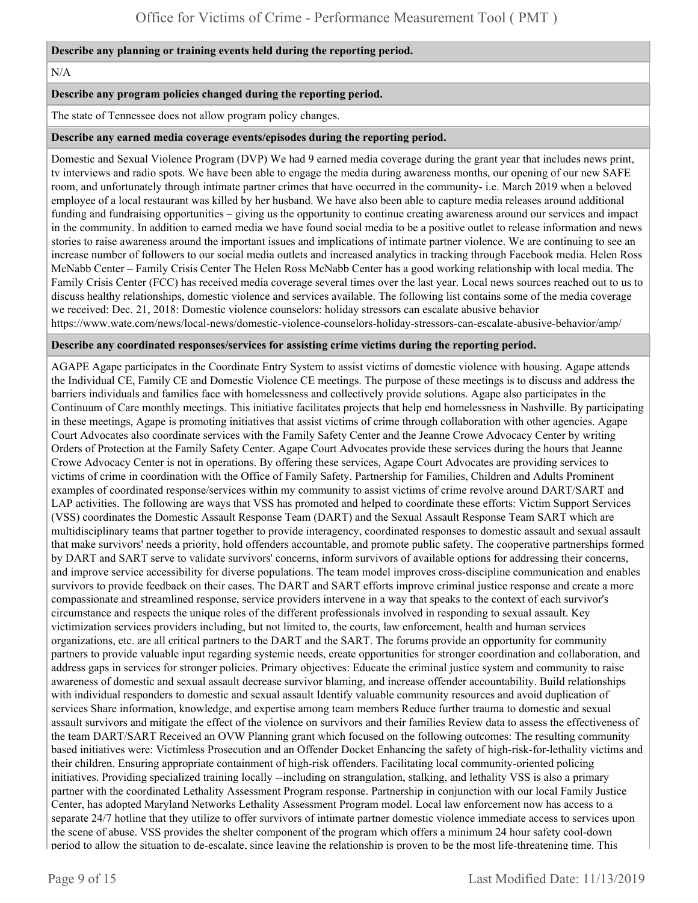**Describe any planning or training events held during the reporting period.**

N/A

**Describe any program policies changed during the reporting period.**

The state of Tennessee does not allow program policy changes.

**Describe any earned media coverage events/episodes during the reporting period.**

Domestic and Sexual Violence Program (DVP) We had 9 earned media coverage during the grant year that includes news print, tv interviews and radio spots. We have been able to engage the media during awareness months, our opening of our new SAFE room, and unfortunately through intimate partner crimes that have occurred in the community- i.e. March 2019 when a beloved employee of a local restaurant was killed by her husband. We have also been able to capture media releases around additional funding and fundraising opportunities – giving us the opportunity to continue creating awareness around our services and impact in the community. In addition to earned media we have found social media to be a positive outlet to release information and news stories to raise awareness around the important issues and implications of intimate partner violence. We are continuing to see an increase number of followers to our social media outlets and increased analytics in tracking through Facebook media. Helen Ross McNabb Center – Family Crisis Center The Helen Ross McNabb Center has a good working relationship with local media. The Family Crisis Center (FCC) has received media coverage several times over the last year. Local news sources reached out to us to discuss healthy relationships, domestic violence and services available. The following list contains some of the media coverage we received: Dec. 21, 2018: Domestic violence counselors: holiday stressors can escalate abusive behavior https://www.wate.com/news/local-news/domestic-violence-counselors-holiday-stressors-can-escalate-abusive-behavior/amp/

**Describe any coordinated responses/services for assisting crime victims during the reporting period.**

AGAPE Agape participates in the Coordinate Entry System to assist victims of domestic violence with housing. Agape attends the Individual CE, Family CE and Domestic Violence CE meetings. The purpose of these meetings is to discuss and address the barriers individuals and families face with homelessness and collectively provide solutions. Agape also participates in the Continuum of Care monthly meetings. This initiative facilitates projects that help end homelessness in Nashville. By participating in these meetings, Agape is promoting initiatives that assist victims of crime through collaboration with other agencies. Agape Court Advocates also coordinate services with the Family Safety Center and the Jeanne Crowe Advocacy Center by writing Orders of Protection at the Family Safety Center. Agape Court Advocates provide these services during the hours that Jeanne Crowe Advocacy Center is not in operations. By offering these services, Agape Court Advocates are providing services to victims of crime in coordination with the Office of Family Safety. Partnership for Families, Children and Adults Prominent examples of coordinated response/services within my community to assist victims of crime revolve around DART/SART and LAP activities. The following are ways that VSS has promoted and helped to coordinate these efforts: Victim Support Services (VSS) coordinates the Domestic Assault Response Team (DART) and the Sexual Assault Response Team SART which are multidisciplinary teams that partner together to provide interagency, coordinated responses to domestic assault and sexual assault that make survivors' needs a priority, hold offenders accountable, and promote public safety. The cooperative partnerships formed by DART and SART serve to validate survivors' concerns, inform survivors of available options for addressing their concerns, and improve service accessibility for diverse populations. The team model improves cross-discipline communication and enables survivors to provide feedback on their cases. The DART and SART efforts improve criminal justice response and create a more compassionate and streamlined response, service providers intervene in a way that speaks to the context of each survivor's circumstance and respects the unique roles of the different professionals involved in responding to sexual assault. Key victimization services providers including, but not limited to, the courts, law enforcement, health and human services organizations, etc. are all critical partners to the DART and the SART. The forums provide an opportunity for community partners to provide valuable input regarding systemic needs, create opportunities for stronger coordination and collaboration, and address gaps in services for stronger policies. Primary objectives: Educate the criminal justice system and community to raise awareness of domestic and sexual assault decrease survivor blaming, and increase offender accountability. Build relationships with individual responders to domestic and sexual assault Identify valuable community resources and avoid duplication of services Share information, knowledge, and expertise among team members Reduce further trauma to domestic and sexual assault survivors and mitigate the effect of the violence on survivors and their families Review data to assess the effectiveness of the team DART/SART Received an OVW Planning grant which focused on the following outcomes: The resulting community based initiatives were: Victimless Prosecution and an Offender Docket Enhancing the safety of high-risk-for-lethality victims and their children. Ensuring appropriate containment of high-risk offenders. Facilitating local community-oriented policing initiatives. Providing specialized training locally --including on strangulation, stalking, and lethality VSS is also a primary partner with the coordinated Lethality Assessment Program response. Partnership in conjunction with our local Family Justice Center, has adopted Maryland Networks Lethality Assessment Program model. Local law enforcement now has access to a separate 24/7 hotline that they utilize to offer survivors of intimate partner domestic violence immediate access to services upon the scene of abuse. VSS provides the shelter component of the program which offers a minimum 24 hour safety cool-down period to allow the situation to de-escalate, since leaving the relationship is proven to be the most life-threatening time. This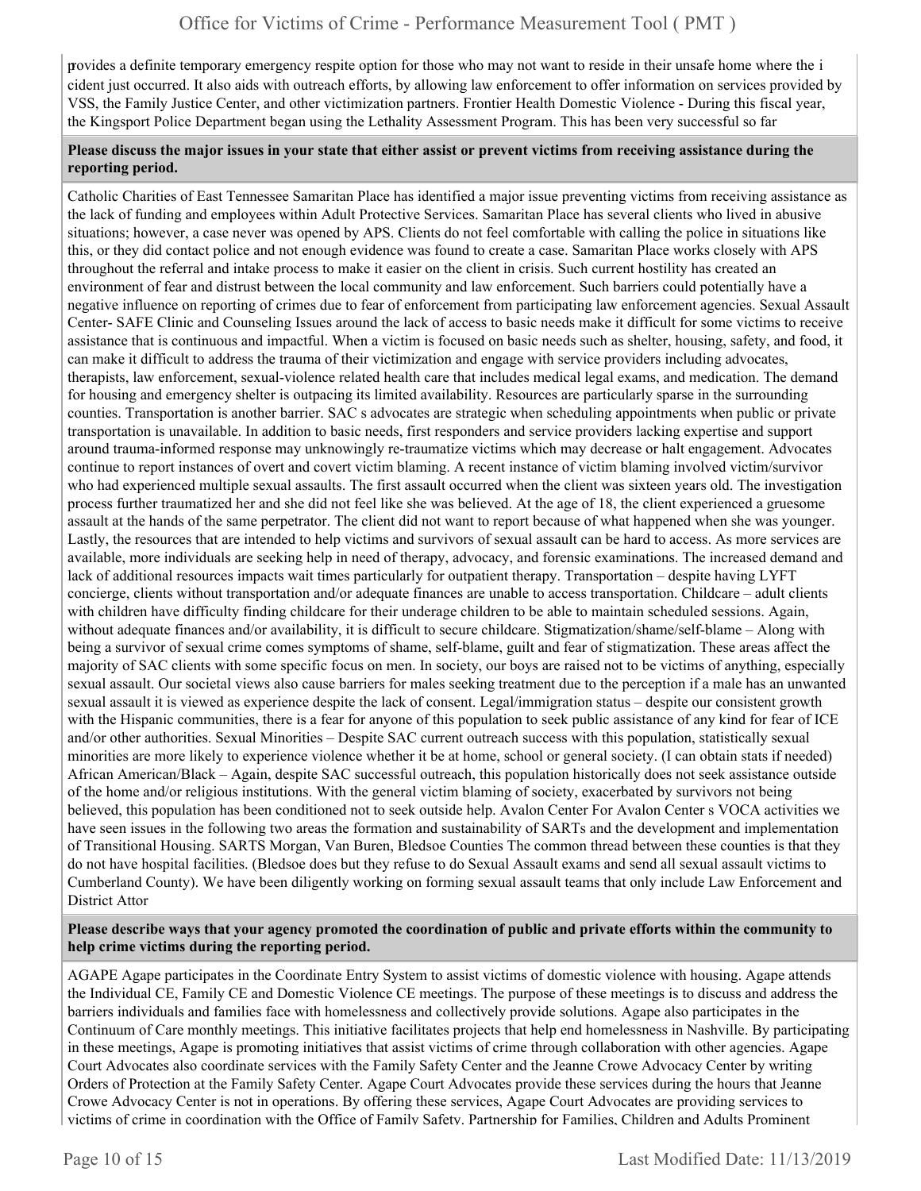provides a definite temporary emergency respite option for those who may not want to reside in their unsafe home where the i cident just occurred. It also aids with outreach efforts, by allowing law enforcement to offer information on services provided by VSS, the Family Justice Center, and other victimization partners. Frontier Health Domestic Violence - During this fiscal year, the Kingsport Police Department began using the Lethality Assessment Program. This has been very successful so far

**Please discuss the major issues in your state that either assist or prevent victims from receiving assistance during the reporting period.**

Catholic Charities of East Tennessee Samaritan Place has identified a major issue preventing victims from receiving assistance as the lack of funding and employees within Adult Protective Services. Samaritan Place has several clients who lived in abusive situations; however, a case never was opened by APS. Clients do not feel comfortable with calling the police in situations like this, or they did contact police and not enough evidence was found to create a case. Samaritan Place works closely with APS throughout the referral and intake process to make it easier on the client in crisis. Such current hostility has created an environment of fear and distrust between the local community and law enforcement. Such barriers could potentially have a negative influence on reporting of crimes due to fear of enforcement from participating law enforcement agencies. Sexual Assault Center- SAFE Clinic and Counseling Issues around the lack of access to basic needs make it difficult for some victims to receive assistance that is continuous and impactful. When a victim is focused on basic needs such as shelter, housing, safety, and food, it can make it difficult to address the trauma of their victimization and engage with service providers including advocates, therapists, law enforcement, sexual-violence related health care that includes medical legal exams, and medication. The demand for housing and emergency shelter is outpacing its limited availability. Resources are particularly sparse in the surrounding counties. Transportation is another barrier. SAC s advocates are strategic when scheduling appointments when public or private transportation is unavailable. In addition to basic needs, first responders and service providers lacking expertise and support around trauma-informed response may unknowingly re-traumatize victims which may decrease or halt engagement. Advocates continue to report instances of overt and covert victim blaming. A recent instance of victim blaming involved victim/survivor who had experienced multiple sexual assaults. The first assault occurred when the client was sixteen years old. The investigation process further traumatized her and she did not feel like she was believed. At the age of 18, the client experienced a gruesome assault at the hands of the same perpetrator. The client did not want to report because of what happened when she was younger. Lastly, the resources that are intended to help victims and survivors of sexual assault can be hard to access. As more services are available, more individuals are seeking help in need of therapy, advocacy, and forensic examinations. The increased demand and lack of additional resources impacts wait times particularly for outpatient therapy. Transportation – despite having LYFT concierge, clients without transportation and/or adequate finances are unable to access transportation. Childcare – adult clients with children have difficulty finding childcare for their underage children to be able to maintain scheduled sessions. Again, without adequate finances and/or availability, it is difficult to secure childcare. Stigmatization/shame/self-blame – Along with being a survivor of sexual crime comes symptoms of shame, self-blame, guilt and fear of stigmatization. These areas affect the majority of SAC clients with some specific focus on men. In society, our boys are raised not to be victims of anything, especially sexual assault. Our societal views also cause barriers for males seeking treatment due to the perception if a male has an unwanted sexual assault it is viewed as experience despite the lack of consent. Legal/immigration status – despite our consistent growth with the Hispanic communities, there is a fear for anyone of this population to seek public assistance of any kind for fear of ICE and/or other authorities. Sexual Minorities – Despite SAC current outreach success with this population, statistically sexual minorities are more likely to experience violence whether it be at home, school or general society. (I can obtain stats if needed) African American/Black – Again, despite SAC successful outreach, this population historically does not seek assistance outside of the home and/or religious institutions. With the general victim blaming of society, exacerbated by survivors not being believed, this population has been conditioned not to seek outside help. Avalon Center For Avalon Center s VOCA activities we have seen issues in the following two areas the formation and sustainability of SARTs and the development and implementation of Transitional Housing. SARTS Morgan, Van Buren, Bledsoe Counties The common thread between these counties is that they do not have hospital facilities. (Bledsoe does but they refuse to do Sexual Assault exams and send all sexual assault victims to Cumberland County). We have been diligently working on forming sexual assault teams that only include Law Enforcement and District Attor

**Please describe ways that your agency promoted the coordination of public and private efforts within the community to help crime victims during the reporting period.**

AGAPE Agape participates in the Coordinate Entry System to assist victims of domestic violence with housing. Agape attends the Individual CE, Family CE and Domestic Violence CE meetings. The purpose of these meetings is to discuss and address the barriers individuals and families face with homelessness and collectively provide solutions. Agape also participates in the Continuum of Care monthly meetings. This initiative facilitates projects that help end homelessness in Nashville. By participating in these meetings, Agape is promoting initiatives that assist victims of crime through collaboration with other agencies. Agape Court Advocates also coordinate services with the Family Safety Center and the Jeanne Crowe Advocacy Center by writing Orders of Protection at the Family Safety Center. Agape Court Advocates provide these services during the hours that Jeanne Crowe Advocacy Center is not in operations. By offering these services, Agape Court Advocates are providing services to victims of crime in coordination with the Office of Family Safety. Partnership for Families, Children and Adults Prominent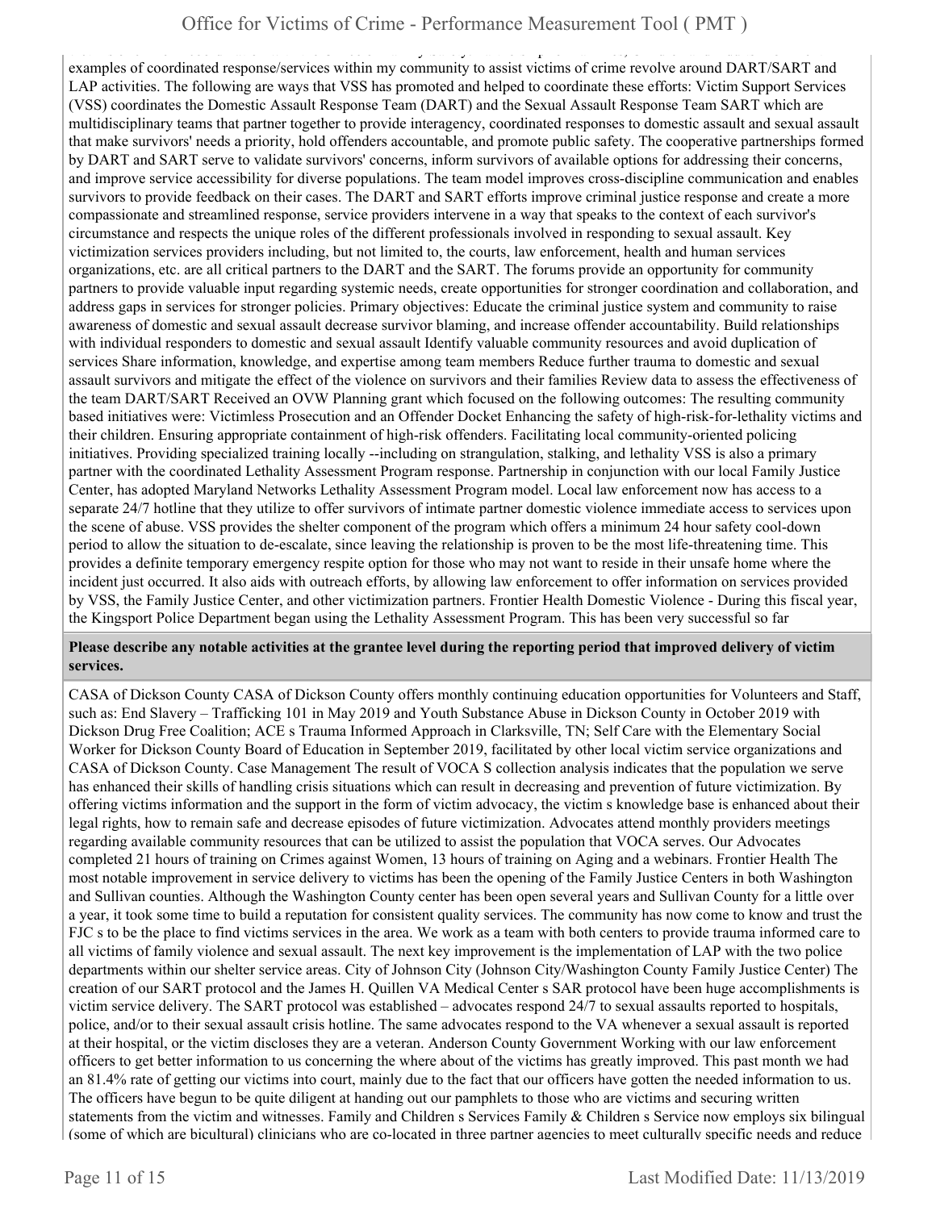examples of coordinated response/services within my community to assist victims of crime revolve around DART/SART and LAP activities. The following are ways that VSS has promoted and helped to coordinate these efforts: Victim Support Services (VSS) coordinates the Domestic Assault Response Team (DART) and the Sexual Assault Response Team SART which are multidisciplinary teams that partner together to provide interagency, coordinated responses to domestic assault and sexual assault that make survivors' needs a priority, hold offenders accountable, and promote public safety. The cooperative partnerships formed by DART and SART serve to validate survivors' concerns, inform survivors of available options for addressing their concerns, and improve service accessibility for diverse populations. The team model improves cross-discipline communication and enables survivors to provide feedback on their cases. The DART and SART efforts improve criminal justice response and create a more compassionate and streamlined response, service providers intervene in a way that speaks to the context of each survivor's circumstance and respects the unique roles of the different professionals involved in responding to sexual assault. Key victimization services providers including, but not limited to, the courts, law enforcement, health and human services organizations, etc. are all critical partners to the DART and the SART. The forums provide an opportunity for community partners to provide valuable input regarding systemic needs, create opportunities for stronger coordination and collaboration, and address gaps in services for stronger policies. Primary objectives: Educate the criminal justice system and community to raise awareness of domestic and sexual assault decrease survivor blaming, and increase offender accountability. Build relationships with individual responders to domestic and sexual assault Identify valuable community resources and avoid duplication of services Share information, knowledge, and expertise among team members Reduce further trauma to domestic and sexual assault survivors and mitigate the effect of the violence on survivors and their families Review data to assess the effectiveness of the team DART/SART Received an OVW Planning grant which focused on the following outcomes: The resulting community based initiatives were: Victimless Prosecution and an Offender Docket Enhancing the safety of high-risk-for-lethality victims and their children. Ensuring appropriate containment of high-risk offenders. Facilitating local community-oriented policing initiatives. Providing specialized training locally --including on strangulation, stalking, and lethality VSS is also a primary partner with the coordinated Lethality Assessment Program response. Partnership in conjunction with our local Family Justice Center, has adopted Maryland Networks Lethality Assessment Program model. Local law enforcement now has access to a separate 24/7 hotline that they utilize to offer survivors of intimate partner domestic violence immediate access to services upon the scene of abuse. VSS provides the shelter component of the program which offers a minimum 24 hour safety cool-down period to allow the situation to de-escalate, since leaving the relationship is proven to be the most life-threatening time. This provides a definite temporary emergency respite option for those who may not want to reside in their unsafe home where the incident just occurred. It also aids with outreach efforts, by allowing law enforcement to offer information on services provided by VSS, the Family Justice Center, and other victimization partners. Frontier Health Domestic Violence - During this fiscal year, the Kingsport Police Department began using the Lethality Assessment Program. This has been very successful so far

**Please describe any notable activities at the grantee level during the reporting period that improved delivery of victim services.**

CASA of Dickson County CASA of Dickson County offers monthly continuing education opportunities for Volunteers and Staff, such as: End Slavery – Trafficking 101 in May 2019 and Youth Substance Abuse in Dickson County in October 2019 with Dickson Drug Free Coalition; ACE s Trauma Informed Approach in Clarksville, TN; Self Care with the Elementary Social Worker for Dickson County Board of Education in September 2019, facilitated by other local victim service organizations and CASA of Dickson County. Case Management The result of VOCA S collection analysis indicates that the population we serve has enhanced their skills of handling crisis situations which can result in decreasing and prevention of future victimization. By offering victims information and the support in the form of victim advocacy, the victim s knowledge base is enhanced about their legal rights, how to remain safe and decrease episodes of future victimization. Advocates attend monthly providers meetings regarding available community resources that can be utilized to assist the population that VOCA serves. Our Advocates completed 21 hours of training on Crimes against Women, 13 hours of training on Aging and a webinars. Frontier Health The most notable improvement in service delivery to victims has been the opening of the Family Justice Centers in both Washington and Sullivan counties. Although the Washington County center has been open several years and Sullivan County for a little over a year, it took some time to build a reputation for consistent quality services. The community has now come to know and trust the FJC s to be the place to find victims services in the area. We work as a team with both centers to provide trauma informed care to all victims of family violence and sexual assault. The next key improvement is the implementation of LAP with the two police departments within our shelter service areas. City of Johnson City (Johnson City/Washington County Family Justice Center) The creation of our SART protocol and the James H. Quillen VA Medical Center s SAR protocol have been huge accomplishments is victim service delivery. The SART protocol was established – advocates respond 24/7 to sexual assaults reported to hospitals, police, and/or to their sexual assault crisis hotline. The same advocates respond to the VA whenever a sexual assault is reported at their hospital, or the victim discloses they are a veteran. Anderson County Government Working with our law enforcement officers to get better information to us concerning the where about of the victims has greatly improved. This past month we had an 81.4% rate of getting our victims into court, mainly due to the fact that our officers have gotten the needed information to us. The officers have begun to be quite diligent at handing out our pamphlets to those who are victims and securing written statements from the victim and witnesses. Family and Children s Services Family & Children s Service now employs six bilingual (some of which are bicultural) clinicians who are co-located in three partner agencies to meet culturally specific needs and reduce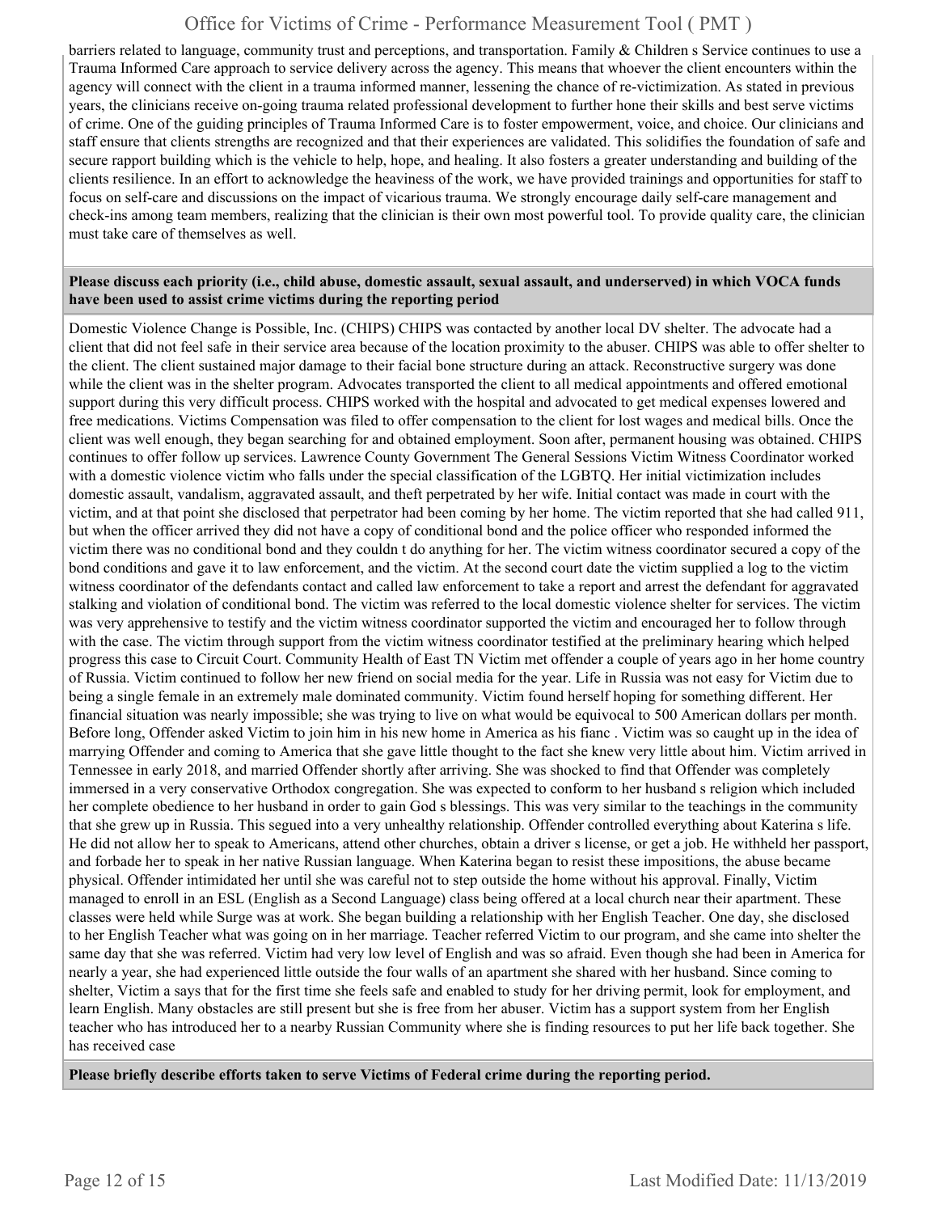barriers related to language, community trust and perceptions, and transportation. Family & Children s Service continues to use a Trauma Informed Care approach to service delivery across the agency. This means that whoever the client encounters within the agency will connect with the client in a trauma informed manner, lessening the chance of re-victimization. As stated in previous years, the clinicians receive on-going trauma related professional development to further hone their skills and best serve victims of crime. One of the guiding principles of Trauma Informed Care is to foster empowerment, voice, and choice. Our clinicians and staff ensure that clients strengths are recognized and that their experiences are validated. This solidifies the foundation of safe and secure rapport building which is the vehicle to help, hope, and healing. It also fosters a greater understanding and building of the clients resilience. In an effort to acknowledge the heaviness of the work, we have provided trainings and opportunities for staff to focus on self-care and discussions on the impact of vicarious trauma. We strongly encourage daily self-care management and check-ins among team members, realizing that the clinician is their own most powerful tool. To provide quality care, the clinician must take care of themselves as well.

**Please discuss each priority (i.e., child abuse, domestic assault, sexual assault, and underserved) in which VOCA funds have been used to assist crime victims during the reporting period**

Domestic Violence Change is Possible, Inc. (CHIPS) CHIPS was contacted by another local DV shelter. The advocate had a client that did not feel safe in their service area because of the location proximity to the abuser. CHIPS was able to offer shelter to the client. The client sustained major damage to their facial bone structure during an attack. Reconstructive surgery was done while the client was in the shelter program. Advocates transported the client to all medical appointments and offered emotional support during this very difficult process. CHIPS worked with the hospital and advocated to get medical expenses lowered and free medications. Victims Compensation was filed to offer compensation to the client for lost wages and medical bills. Once the client was well enough, they began searching for and obtained employment. Soon after, permanent housing was obtained. CHIPS continues to offer follow up services. Lawrence County Government The General Sessions Victim Witness Coordinator worked with a domestic violence victim who falls under the special classification of the LGBTQ. Her initial victimization includes domestic assault, vandalism, aggravated assault, and theft perpetrated by her wife. Initial contact was made in court with the victim, and at that point she disclosed that perpetrator had been coming by her home. The victim reported that she had called 911, but when the officer arrived they did not have a copy of conditional bond and the police officer who responded informed the victim there was no conditional bond and they couldn t do anything for her. The victim witness coordinator secured a copy of the bond conditions and gave it to law enforcement, and the victim. At the second court date the victim supplied a log to the victim witness coordinator of the defendants contact and called law enforcement to take a report and arrest the defendant for aggravated stalking and violation of conditional bond. The victim was referred to the local domestic violence shelter for services. The victim was very apprehensive to testify and the victim witness coordinator supported the victim and encouraged her to follow through with the case. The victim through support from the victim witness coordinator testified at the preliminary hearing which helped progress this case to Circuit Court. Community Health of East TN Victim met offender a couple of years ago in her home country of Russia. Victim continued to follow her new friend on social media for the year. Life in Russia was not easy for Victim due to being a single female in an extremely male dominated community. Victim found herself hoping for something different. Her financial situation was nearly impossible; she was trying to live on what would be equivocal to 500 American dollars per month. Before long, Offender asked Victim to join him in his new home in America as his fianc . Victim was so caught up in the idea of marrying Offender and coming to America that she gave little thought to the fact she knew very little about him. Victim arrived in Tennessee in early 2018, and married Offender shortly after arriving. She was shocked to find that Offender was completely immersed in a very conservative Orthodox congregation. She was expected to conform to her husband s religion which included her complete obedience to her husband in order to gain God s blessings. This was very similar to the teachings in the community that she grew up in Russia. This segued into a very unhealthy relationship. Offender controlled everything about Katerina s life. He did not allow her to speak to Americans, attend other churches, obtain a driver s license, or get a job. He withheld her passport, and forbade her to speak in her native Russian language. When Katerina began to resist these impositions, the abuse became physical. Offender intimidated her until she was careful not to step outside the home without his approval. Finally, Victim managed to enroll in an ESL (English as a Second Language) class being offered at a local church near their apartment. These classes were held while Surge was at work. She began building a relationship with her English Teacher. One day, she disclosed to her English Teacher what was going on in her marriage. Teacher referred Victim to our program, and she came into shelter the same day that she was referred. Victim had very low level of English and was so afraid. Even though she had been in America for nearly a year, she had experienced little outside the four walls of an apartment she shared with her husband. Since coming to shelter, Victim a says that for the first time she feels safe and enabled to study for her driving permit, look for employment, and learn English. Many obstacles are still present but she is free from her abuser. Victim has a support system from her English teacher who has introduced her to a nearby Russian Community where she is finding resources to put her life back together. She has received case

**Please briefly describe efforts taken to serve Victims of Federal crime during the reporting period.**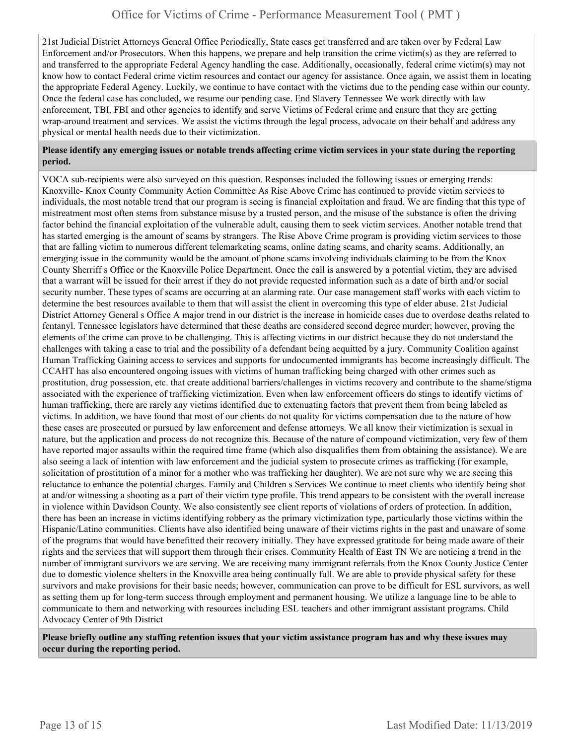21st Judicial District Attorneys General Office Periodically, State cases get transferred and are taken over by Federal Law Enforcement and/or Prosecutors. When this happens, we prepare and help transition the crime victim(s) as they are referred to and transferred to the appropriate Federal Agency handling the case. Additionally, occasionally, federal crime victim(s) may not know how to contact Federal crime victim resources and contact our agency for assistance. Once again, we assist them in locating the appropriate Federal Agency. Luckily, we continue to have contact with the victims due to the pending case within our county. Once the federal case has concluded, we resume our pending case. End Slavery Tennessee We work directly with law enforcement, TBI, FBI and other agencies to identify and serve Victims of Federal crime and ensure that they are getting wrap-around treatment and services. We assist the victims through the legal process, advocate on their behalf and address any physical or mental health needs due to their victimization.

**Please identify any emerging issues or notable trends affecting crime victim services in your state during the reporting period.**

VOCA sub-recipients were also surveyed on this question. Responses included the following issues or emerging trends: Knoxville- Knox County Community Action Committee As Rise Above Crime has continued to provide victim services to individuals, the most notable trend that our program is seeing is financial exploitation and fraud. We are finding that this type of mistreatment most often stems from substance misuse by a trusted person, and the misuse of the substance is often the driving factor behind the financial exploitation of the vulnerable adult, causing them to seek victim services. Another notable trend that has started emerging is the amount of scams by strangers. The Rise Above Crime program is providing victim services to those that are falling victim to numerous different telemarketing scams, online dating scams, and charity scams. Additionally, an emerging issue in the community would be the amount of phone scams involving individuals claiming to be from the Knox County Sherriff s Office or the Knoxville Police Department. Once the call is answered by a potential victim, they are advised that a warrant will be issued for their arrest if they do not provide requested information such as a date of birth and/or social security number. These types of scams are occurring at an alarming rate. Our case management staff works with each victim to determine the best resources available to them that will assist the client in overcoming this type of elder abuse. 21st Judicial District Attorney General s Office A major trend in our district is the increase in homicide cases due to overdose deaths related to fentanyl. Tennessee legislators have determined that these deaths are considered second degree murder; however, proving the elements of the crime can prove to be challenging. This is affecting victims in our district because they do not understand the challenges with taking a case to trial and the possibility of a defendant being acquitted by a jury. Community Coalition against Human Trafficking Gaining access to services and supports for undocumented immigrants has become increasingly difficult. The CCAHT has also encountered ongoing issues with victims of human trafficking being charged with other crimes such as prostitution, drug possession, etc. that create additional barriers/challenges in victims recovery and contribute to the shame/stigma associated with the experience of trafficking victimization. Even when law enforcement officers do stings to identify victims of human trafficking, there are rarely any victims identified due to extenuating factors that prevent them from being labeled as victims. In addition, we have found that most of our clients do not quality for victims compensation due to the nature of how these cases are prosecuted or pursued by law enforcement and defense attorneys. We all know their victimization is sexual in nature, but the application and process do not recognize this. Because of the nature of compound victimization, very few of them have reported major assaults within the required time frame (which also disqualifies them from obtaining the assistance). We are also seeing a lack of intention with law enforcement and the judicial system to prosecute crimes as trafficking (for example, solicitation of prostitution of a minor for a mother who was trafficking her daughter). We are not sure why we are seeing this reluctance to enhance the potential charges. Family and Children s Services We continue to meet clients who identify being shot at and/or witnessing a shooting as a part of their victim type profile. This trend appears to be consistent with the overall increase in violence within Davidson County. We also consistently see client reports of violations of orders of protection. In addition, there has been an increase in victims identifying robbery as the primary victimization type, particularly those victims within the Hispanic/Latino communities. Clients have also identified being unaware of their victims rights in the past and unaware of some of the programs that would have benefitted their recovery initially. They have expressed gratitude for being made aware of their rights and the services that will support them through their crises. Community Health of East TN We are noticing a trend in the number of immigrant survivors we are serving. We are receiving many immigrant referrals from the Knox County Justice Center due to domestic violence shelters in the Knoxville area being continually full. We are able to provide physical safety for these survivors and make provisions for their basic needs; however, communication can prove to be difficult for ESL survivors, as well as setting them up for long-term success through employment and permanent housing. We utilize a language line to be able to communicate to them and networking with resources including ESL teachers and other immigrant assistant programs. Child Advocacy Center of 9th District

**Please briefly outline any staffing retention issues that your victim assistance program has and why these issues may occur during the reporting period.**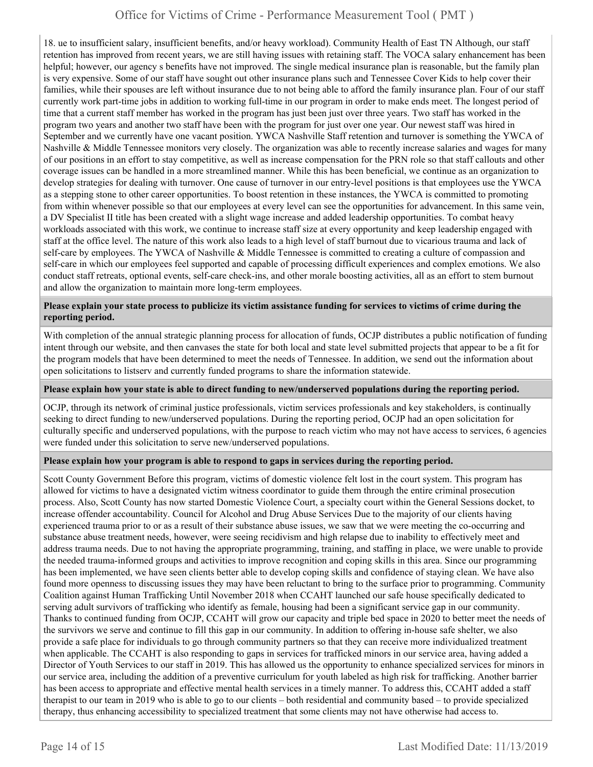18. ue to insufficient salary, insufficient benefits, and/or heavy workload). Community Health of East TN Although, our staff retention has improved from recent years, we are still having issues with retaining staff. The VOCA salary enhancement has been helpful; however, our agency s benefits have not improved. The single medical insurance plan is reasonable, but the family plan is very expensive. Some of our staff have sought out other insurance plans such and Tennessee Cover Kids to help cover their families, while their spouses are left without insurance due to not being able to afford the family insurance plan. Four of our staff currently work part-time jobs in addition to working full-time in our program in order to make ends meet. The longest period of time that a current staff member has worked in the program has just been just over three years. Two staff has worked in the program two years and another two staff have been with the program for just over one year. Our newest staff was hired in September and we currently have one vacant position. YWCA Nashville Staff retention and turnover is something the YWCA of Nashville & Middle Tennessee monitors very closely. The organization was able to recently increase salaries and wages for many of our positions in an effort to stay competitive, as well as increase compensation for the PRN role so that staff callouts and other coverage issues can be handled in a more streamlined manner. While this has been beneficial, we continue as an organization to develop strategies for dealing with turnover. One cause of turnover in our entry-level positions is that employees use the YWCA as a stepping stone to other career opportunities. To boost retention in these instances, the YWCA is committed to promoting from within whenever possible so that our employees at every level can see the opportunities for advancement. In this same vein, a DV Specialist II title has been created with a slight wage increase and added leadership opportunities. To combat heavy workloads associated with this work, we continue to increase staff size at every opportunity and keep leadership engaged with staff at the office level. The nature of this work also leads to a high level of staff burnout due to vicarious trauma and lack of self-care by employees. The YWCA of Nashville & Middle Tennessee is committed to creating a culture of compassion and self-care in which our employees feel supported and capable of processing difficult experiences and complex emotions. We also conduct staff retreats, optional events, self-care check-ins, and other morale boosting activities, all as an effort to stem burnout and allow the organization to maintain more long-term employees.

**Please explain your state process to publicize its victim assistance funding for services to victims of crime during the reporting period.**

With completion of the annual strategic planning process for allocation of funds, OCJP distributes a public notification of funding intent through our website, and then canvases the state for both local and state level submitted projects that appear to be a fit for the program models that have been determined to meet the needs of Tennessee. In addition, we send out the information about open solicitations to listserv and currently funded programs to share the information statewide.

**Please explain how your state is able to direct funding to new/underserved populations during the reporting period.**

OCJP, through its network of criminal justice professionals, victim services professionals and key stakeholders, is continually seeking to direct funding to new/underserved populations. During the reporting period, OCJP had an open solicitation for culturally specific and underserved populations, with the purpose to reach victim who may not have access to services, 6 agencies were funded under this solicitation to serve new/underserved populations.

**Please explain how your program is able to respond to gaps in services during the reporting period.**

Scott County Government Before this program, victims of domestic violence felt lost in the court system. This program has allowed for victims to have a designated victim witness coordinator to guide them through the entire criminal prosecution process. Also, Scott County has now started Domestic Violence Court, a specialty court within the General Sessions docket, to increase offender accountability. Council for Alcohol and Drug Abuse Services Due to the majority of our clients having experienced trauma prior to or as a result of their substance abuse issues, we saw that we were meeting the co-occurring and substance abuse treatment needs, however, were seeing recidivism and high relapse due to inability to effectively meet and address trauma needs. Due to not having the appropriate programming, training, and staffing in place, we were unable to provide the needed trauma-informed groups and activities to improve recognition and coping skills in this area. Since our programming has been implemented, we have seen clients better able to develop coping skills and confidence of staying clean. We have also found more openness to discussing issues they may have been reluctant to bring to the surface prior to programming. Community Coalition against Human Trafficking Until November 2018 when CCAHT launched our safe house specifically dedicated to serving adult survivors of trafficking who identify as female, housing had been a significant service gap in our community. Thanks to continued funding from OCJP, CCAHT will grow our capacity and triple bed space in 2020 to better meet the needs of the survivors we serve and continue to fill this gap in our community. In addition to offering in-house safe shelter, we also provide a safe place for individuals to go through community partners so that they can receive more individualized treatment when applicable. The CCAHT is also responding to gaps in services for trafficked minors in our service area, having added a Director of Youth Services to our staff in 2019. This has allowed us the opportunity to enhance specialized services for minors in our service area, including the addition of a preventive curriculum for youth labeled as high risk for trafficking. Another barrier has been access to appropriate and effective mental health services in a timely manner. To address this, CCAHT added a staff therapist to our team in 2019 who is able to go to our clients – both residential and community based – to provide specialized therapy, thus enhancing accessibility to specialized treatment that some clients may not have otherwise had access to.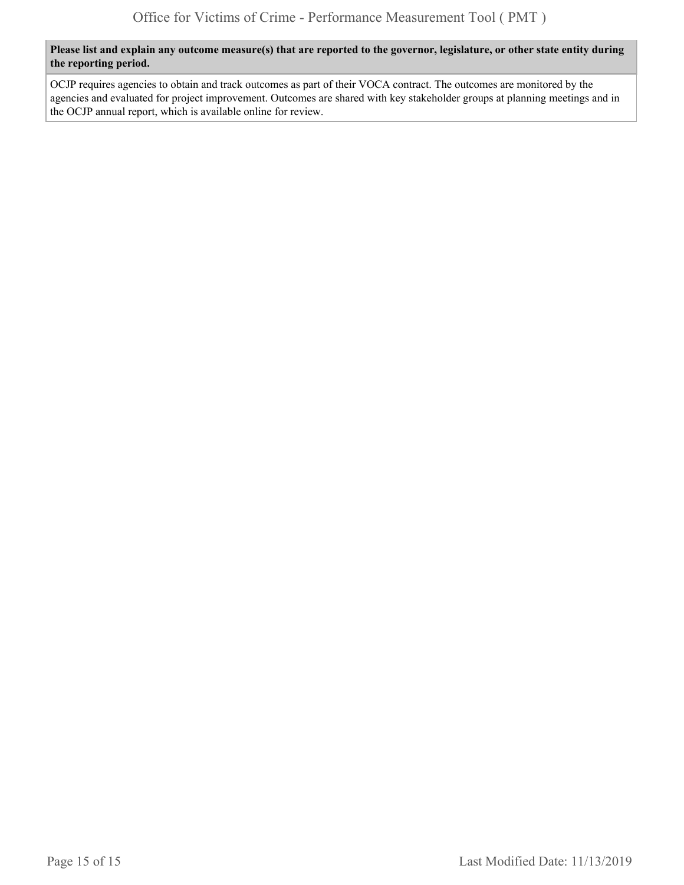**Please list and explain any outcome measure(s) that are reported to the governor, legislature, or other state entity during the reporting period.**

OCJP requires agencies to obtain and track outcomes as part of their VOCA contract. The outcomes are monitored by the agencies and evaluated for project improvement. Outcomes are shared with key stakeholder groups at planning meetings and in the OCJP annual report, which is available online for review.